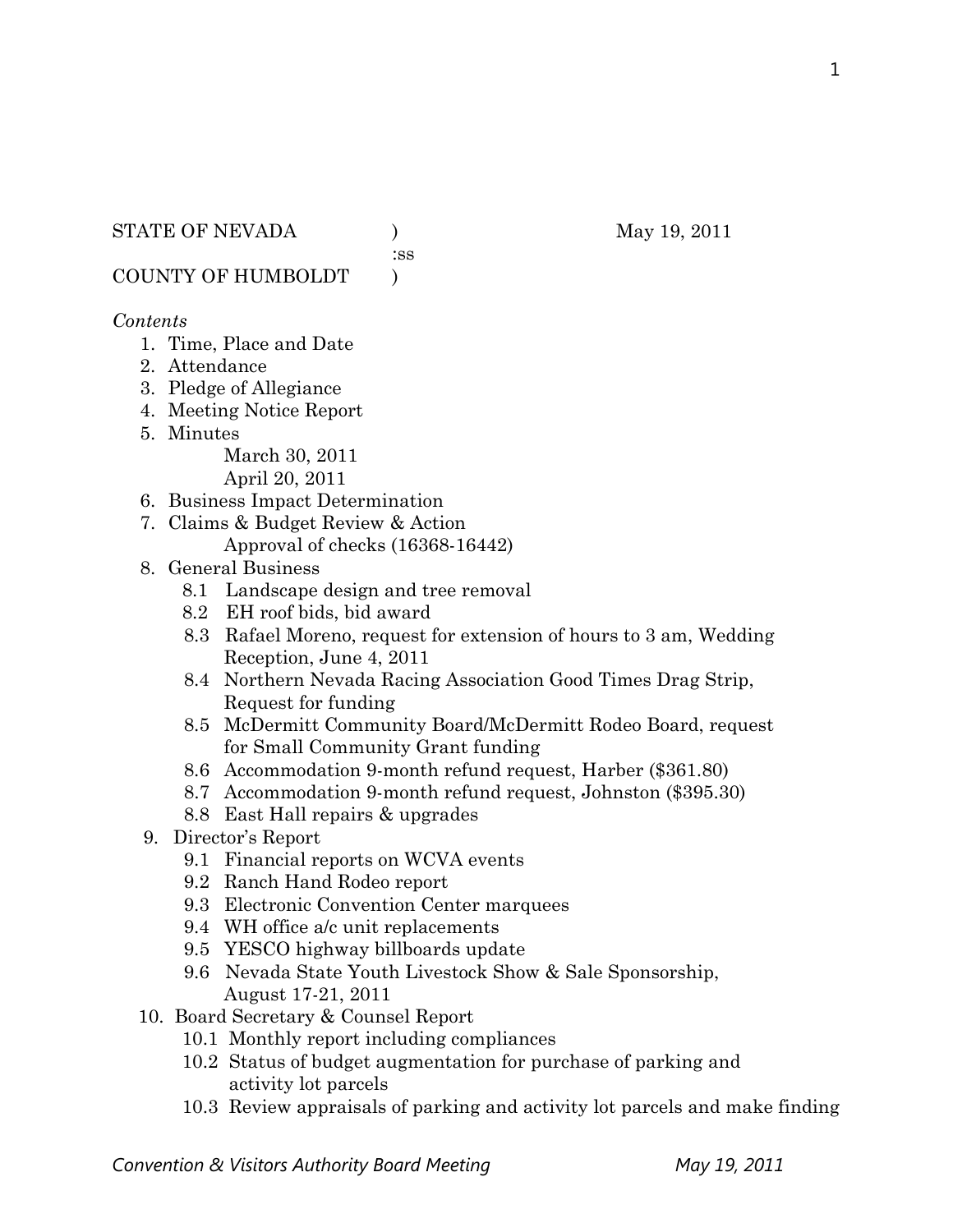STATE OF NEVADA ) May 19, 2011
:ss
COUNTY OF HUMBOLDT )

*Contents*

1. Time, Place and Date
2. Attendance
3. Pledge of Allegiance
4. Meeting Notice Report
5. Minutes
   - March 30, 2011
   - April 20, 2011
6. Business Impact Determination
7. Claims & Budget Review & Action
   - Approval of checks (16368-16442)
8. General Business
   - 8.1 Landscape design and tree removal
   - 8.2 EH roof bids, bid award
   - 8.3 Rafael Moreno, request for extension of hours to 3 am, Wedding Reception, June 4, 2011
   - 8.4 Northern Nevada Racing Association Good Times Drag Strip, Request for funding
   - 8.5 McDermitt Community Board/McDermitt Rodeo Board, request for Small Community Grant funding
   - 8.6 Accommodation 9-month refund request, Harber ($361.80)
   - 8.7 Accommodation 9-month refund request, Johnston ($395.30)
   - 8.8 East Hall repairs & upgrades
9. Director's Report
   - 9.1 Financial reports on WCVA events
   - 9.2 Ranch Hand Rodeo report
   - 9.3 Electronic Convention Center marquees
   - 9.4 WH office a/c unit replacements
   - 9.5 YESCO highway billboards update
   - 9.6 Nevada State Youth Livestock Show & Sale Sponsorship, August 17-21, 2011
10. Board Secretary & Counsel Report
    - 10.1 Monthly report including compliances
    - 10.2 Status of budget augmentation for purchase of parking and activity lot parcels
    - 10.3 Review appraisals of parking and activity lot parcels and make finding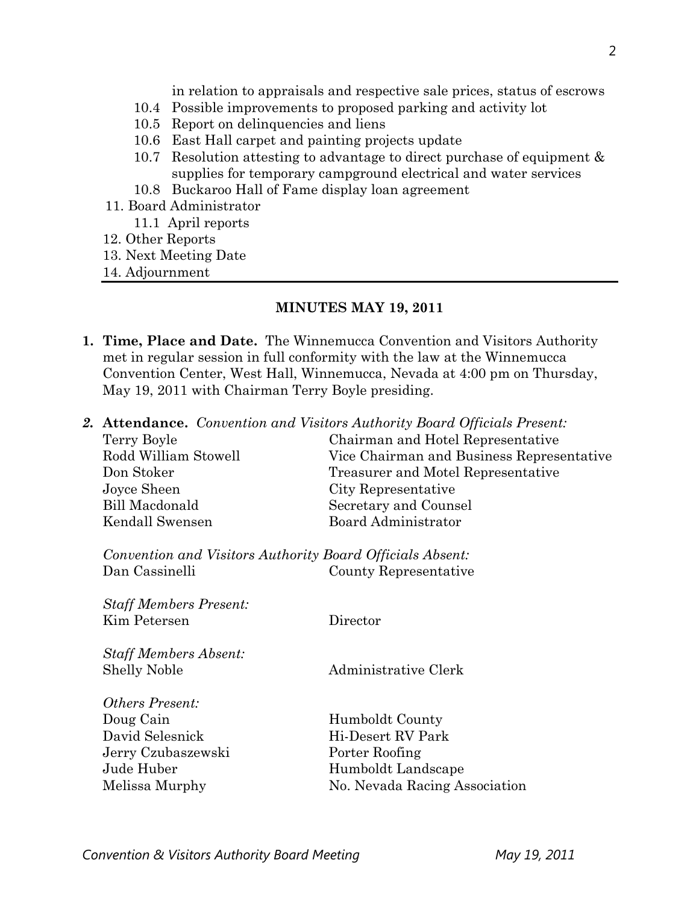in relation to appraisals and respective sale prices, status of escrows

- 10.4 Possible improvements to proposed parking and activity lot
- 10.5 Report on delinquencies and liens
- 10.6 East Hall carpet and painting projects update
- 10.7 Resolution attesting to advantage to direct purchase of equipment & supplies for temporary campground electrical and water services
- 10.8 Buckaroo Hall of Fame display loan agreement

11. Board Administrator
    - 11.1 April reports
12. Other Reports
13. Next Meeting Date
14. Adjournment

---

## MINUTES MAY 19, 2011

1. **Time, Place and Date.** The Winnemucca Convention and Visitors Authority met in regular session in full conformity with the law at the Winnemucca Convention Center, West Hall, Winnemucca, Nevada at 4:00 pm on Thursday, May 19, 2011 with Chairman Terry Boyle presiding.

2. **Attendance.** *Convention and Visitors Authority Board Officials Present:*

| | |
|---|---|
| Terry Boyle | Chairman and Hotel Representative |
| Rodd William Stowell | Vice Chairman and Business Representative |
| Don Stoker | Treasurer and Motel Representative |
| Joyce Sheen | City Representative |
| Bill Macdonald | Secretary and Counsel |
| Kendall Swensen | Board Administrator |

*Convention and Visitors Authority Board Officials Absent:*

| | |
|---|---|
| Dan Cassinelli | County Representative |

*Staff Members Present:*

| | |
|---|---|
| Kim Petersen | Director |

*Staff Members Absent:*

| | |
|---|---|
| Shelly Noble | Administrative Clerk |

*Others Present:*

| | |
|---|---|
| Doug Cain | Humboldt County |
| David Selesnick | Hi-Desert RV Park |
| Jerry Czubaszewski | Porter Roofing |
| Jude Huber | Humboldt Landscape |
| Melissa Murphy | No. Nevada Racing Association |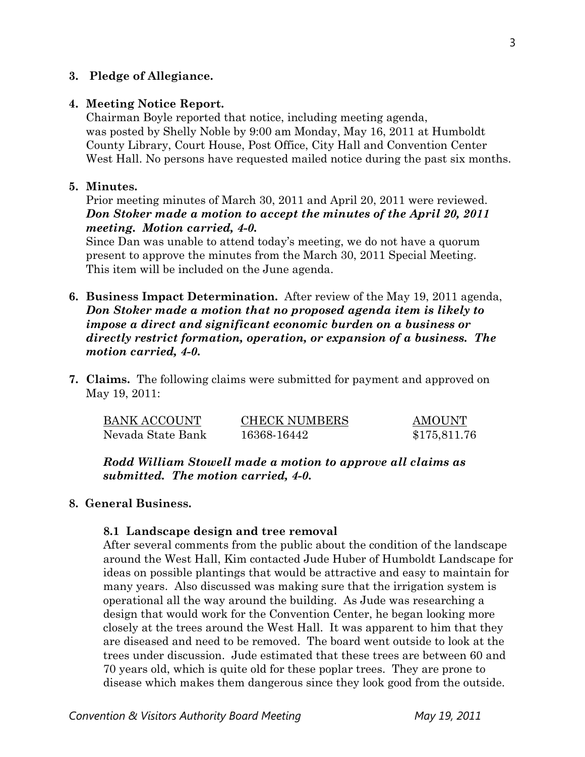**3. Pledge of Allegiance.**

**4. Meeting Notice Report.**

Chairman Boyle reported that notice, including meeting agenda, was posted by Shelly Noble by 9:00 am Monday, May 16, 2011 at Humboldt County Library, Court House, Post Office, City Hall and Convention Center West Hall. No persons have requested mailed notice during the past six months.

**5. Minutes.**

Prior meeting minutes of March 30, 2011 and April 20, 2011 were reviewed. ***Don Stoker made a motion to accept the minutes of the April 20, 2011 meeting. Motion carried, 4-0.***

Since Dan was unable to attend today's meeting, we do not have a quorum present to approve the minutes from the March 30, 2011 Special Meeting. This item will be included on the June agenda.

**6. Business Impact Determination.** After review of the May 19, 2011 agenda, ***Don Stoker made a motion that no proposed agenda item is likely to impose a direct and significant economic burden on a business or directly restrict formation, operation, or expansion of a business. The motion carried, 4-0.***

**7. Claims.** The following claims were submitted for payment and approved on May 19, 2011:

| BANK ACCOUNT | CHECK NUMBERS | AMOUNT |
|---|---|---|
| Nevada State Bank | 16368-16442 | $175,811.76 |

***Rodd William Stowell made a motion to approve all claims as submitted. The motion carried, 4-0.***

**8. General Business.**

**8.1 Landscape design and tree removal**

After several comments from the public about the condition of the landscape around the West Hall, Kim contacted Jude Huber of Humboldt Landscape for ideas on possible plantings that would be attractive and easy to maintain for many years. Also discussed was making sure that the irrigation system is operational all the way around the building. As Jude was researching a design that would work for the Convention Center, he began looking more closely at the trees around the West Hall. It was apparent to him that they are diseased and need to be removed. The board went outside to look at the trees under discussion. Jude estimated that these trees are between 60 and 70 years old, which is quite old for these poplar trees. They are prone to disease which makes them dangerous since they look good from the outside.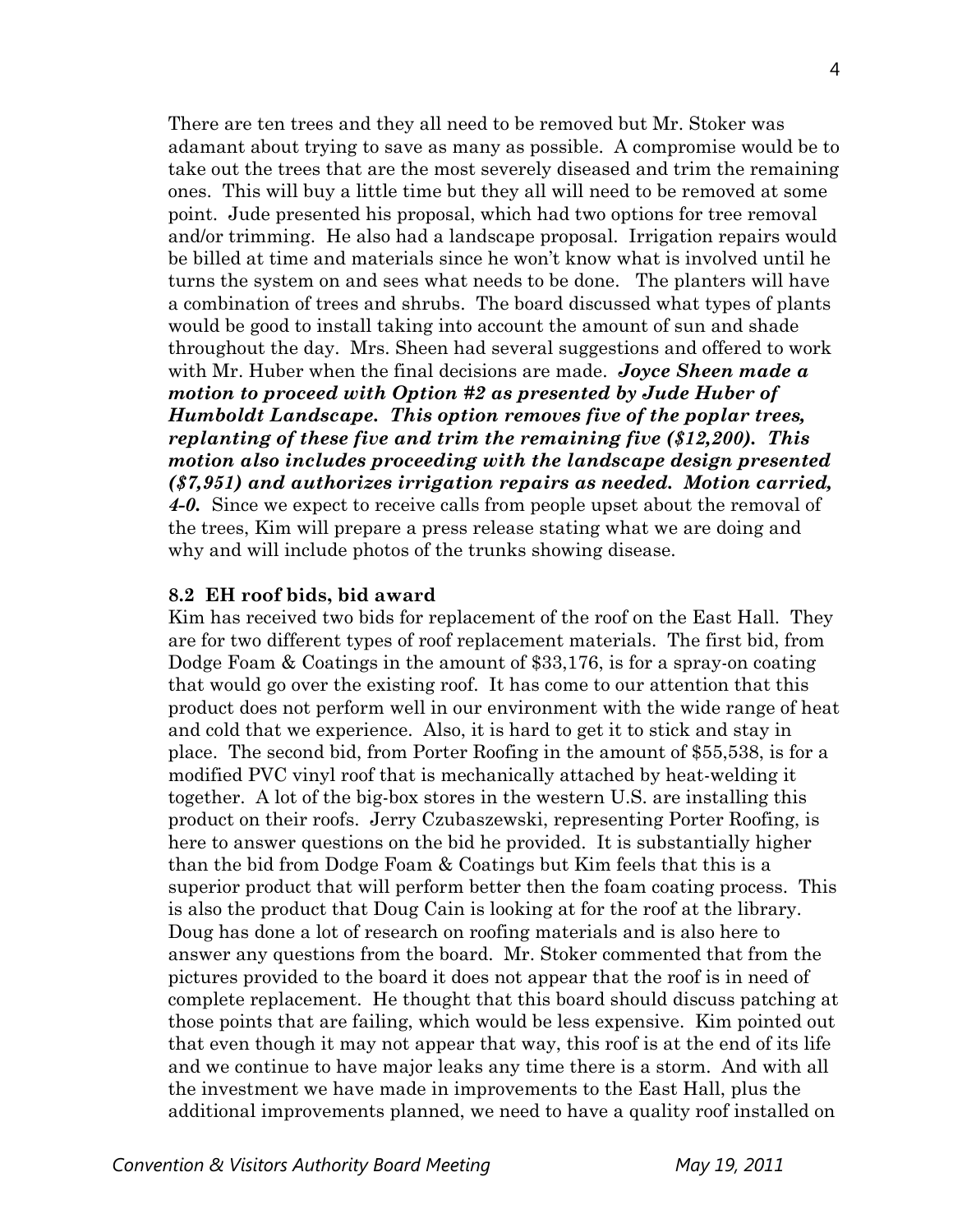There are ten trees and they all need to be removed but Mr. Stoker was adamant about trying to save as many as possible. A compromise would be to take out the trees that are the most severely diseased and trim the remaining ones. This will buy a little time but they all will need to be removed at some point. Jude presented his proposal, which had two options for tree removal and/or trimming. He also had a landscape proposal. Irrigation repairs would be billed at time and materials since he won't know what is involved until he turns the system on and sees what needs to be done. The planters will have a combination of trees and shrubs. The board discussed what types of plants would be good to install taking into account the amount of sun and shade throughout the day. Mrs. Sheen had several suggestions and offered to work with Mr. Huber when the final decisions are made. ***Joyce Sheen made a motion to proceed with Option #2 as presented by Jude Huber of Humboldt Landscape. This option removes five of the poplar trees, replanting of these five and trim the remaining five ($12,200). This motion also includes proceeding with the landscape design presented ($7,951) and authorizes irrigation repairs as needed. Motion carried, 4-0.*** Since we expect to receive calls from people upset about the removal of the trees, Kim will prepare a press release stating what we are doing and why and will include photos of the trunks showing disease.

**8.2 EH roof bids, bid award**

Kim has received two bids for replacement of the roof on the East Hall. They are for two different types of roof replacement materials. The first bid, from Dodge Foam & Coatings in the amount of $33,176, is for a spray-on coating that would go over the existing roof. It has come to our attention that this product does not perform well in our environment with the wide range of heat and cold that we experience. Also, it is hard to get it to stick and stay in place. The second bid, from Porter Roofing in the amount of $55,538, is for a modified PVC vinyl roof that is mechanically attached by heat-welding it together. A lot of the big-box stores in the western U.S. are installing this product on their roofs. Jerry Czubaszewski, representing Porter Roofing, is here to answer questions on the bid he provided. It is substantially higher than the bid from Dodge Foam & Coatings but Kim feels that this is a superior product that will perform better then the foam coating process. This is also the product that Doug Cain is looking at for the roof at the library. Doug has done a lot of research on roofing materials and is also here to answer any questions from the board. Mr. Stoker commented that from the pictures provided to the board it does not appear that the roof is in need of complete replacement. He thought that this board should discuss patching at those points that are failing, which would be less expensive. Kim pointed out that even though it may not appear that way, this roof is at the end of its life and we continue to have major leaks any time there is a storm. And with all the investment we have made in improvements to the East Hall, plus the additional improvements planned, we need to have a quality roof installed on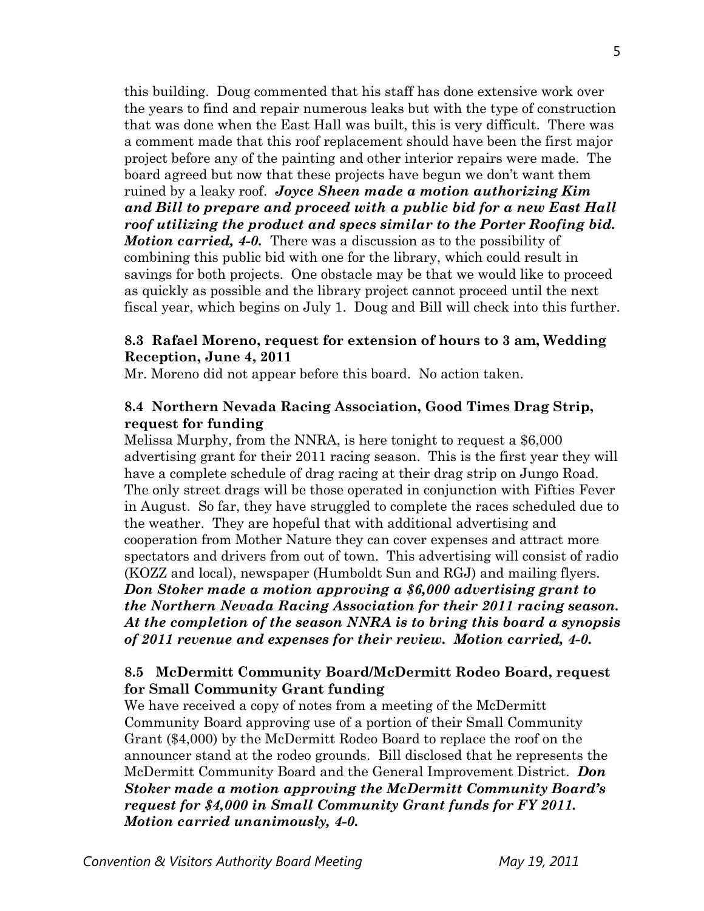this building. Doug commented that his staff has done extensive work over the years to find and repair numerous leaks but with the type of construction that was done when the East Hall was built, this is very difficult. There was a comment made that this roof replacement should have been the first major project before any of the painting and other interior repairs were made. The board agreed but now that these projects have begun we don't want them ruined by a leaky roof. ***Joyce Sheen made a motion authorizing Kim and Bill to prepare and proceed with a public bid for a new East Hall roof utilizing the product and specs similar to the Porter Roofing bid. Motion carried, 4-0.*** There was a discussion as to the possibility of combining this public bid with one for the library, which could result in savings for both projects. One obstacle may be that we would like to proceed as quickly as possible and the library project cannot proceed until the next fiscal year, which begins on July 1. Doug and Bill will check into this further.

### 8.3 Rafael Moreno, request for extension of hours to 3 am, Wedding Reception, June 4, 2011

Mr. Moreno did not appear before this board. No action taken.

### 8.4 Northern Nevada Racing Association, Good Times Drag Strip, request for funding

Melissa Murphy, from the NNRA, is here tonight to request a $6,000 advertising grant for their 2011 racing season. This is the first year they will have a complete schedule of drag racing at their drag strip on Jungo Road. The only street drags will be those operated in conjunction with Fifties Fever in August. So far, they have struggled to complete the races scheduled due to the weather. They are hopeful that with additional advertising and cooperation from Mother Nature they can cover expenses and attract more spectators and drivers from out of town. This advertising will consist of radio (KOZZ and local), newspaper (Humboldt Sun and RGJ) and mailing flyers. ***Don Stoker made a motion approving a $6,000 advertising grant to the Northern Nevada Racing Association for their 2011 racing season. At the completion of the season NNRA is to bring this board a synopsis of 2011 revenue and expenses for their review. Motion carried, 4-0.***

### 8.5 McDermitt Community Board/McDermitt Rodeo Board, request for Small Community Grant funding

We have received a copy of notes from a meeting of the McDermitt Community Board approving use of a portion of their Small Community Grant ($4,000) by the McDermitt Rodeo Board to replace the roof on the announcer stand at the rodeo grounds. Bill disclosed that he represents the McDermitt Community Board and the General Improvement District. ***Don Stoker made a motion approving the McDermitt Community Board's request for $4,000 in Small Community Grant funds for FY 2011. Motion carried unanimously, 4-0.***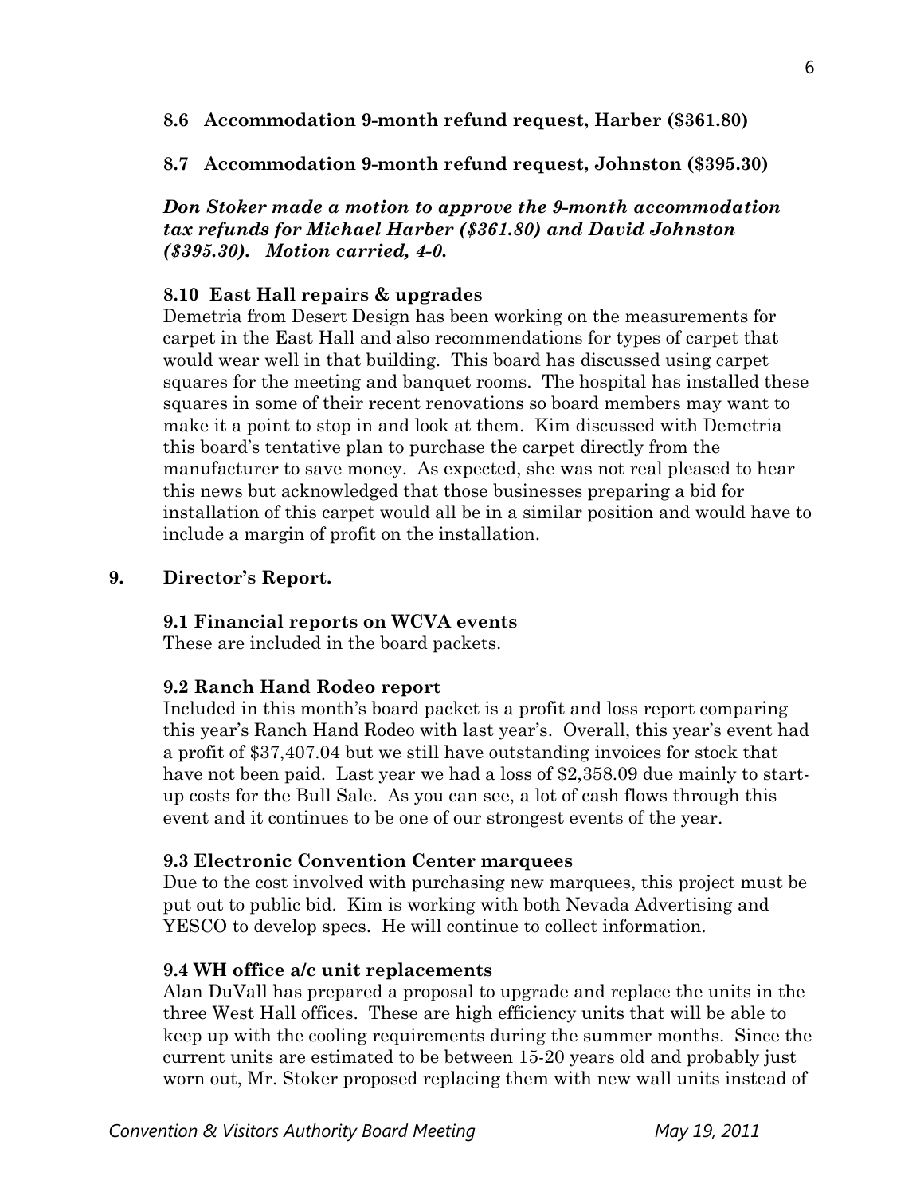**8.6 Accommodation 9-month refund request, Harber ($361.80)**

**8.7 Accommodation 9-month refund request, Johnston ($395.30)**

***Don Stoker made a motion to approve the 9-month accommodation tax refunds for Michael Harber ($361.80) and David Johnston ($395.30). Motion carried, 4-0.***

**8.10 East Hall repairs & upgrades**

Demetria from Desert Design has been working on the measurements for carpet in the East Hall and also recommendations for types of carpet that would wear well in that building. This board has discussed using carpet squares for the meeting and banquet rooms. The hospital has installed these squares in some of their recent renovations so board members may want to make it a point to stop in and look at them. Kim discussed with Demetria this board's tentative plan to purchase the carpet directly from the manufacturer to save money. As expected, she was not real pleased to hear this news but acknowledged that those businesses preparing a bid for installation of this carpet would all be in a similar position and would have to include a margin of profit on the installation.

**9. Director's Report.**

**9.1 Financial reports on WCVA events**

These are included in the board packets.

**9.2 Ranch Hand Rodeo report**

Included in this month's board packet is a profit and loss report comparing this year's Ranch Hand Rodeo with last year's. Overall, this year's event had a profit of $37,407.04 but we still have outstanding invoices for stock that have not been paid. Last year we had a loss of $2,358.09 due mainly to start-up costs for the Bull Sale. As you can see, a lot of cash flows through this event and it continues to be one of our strongest events of the year.

**9.3 Electronic Convention Center marquees**

Due to the cost involved with purchasing new marquees, this project must be put out to public bid. Kim is working with both Nevada Advertising and YESCO to develop specs. He will continue to collect information.

**9.4 WH office a/c unit replacements**

Alan DuVall has prepared a proposal to upgrade and replace the units in the three West Hall offices. These are high efficiency units that will be able to keep up with the cooling requirements during the summer months. Since the current units are estimated to be between 15-20 years old and probably just worn out, Mr. Stoker proposed replacing them with new wall units instead of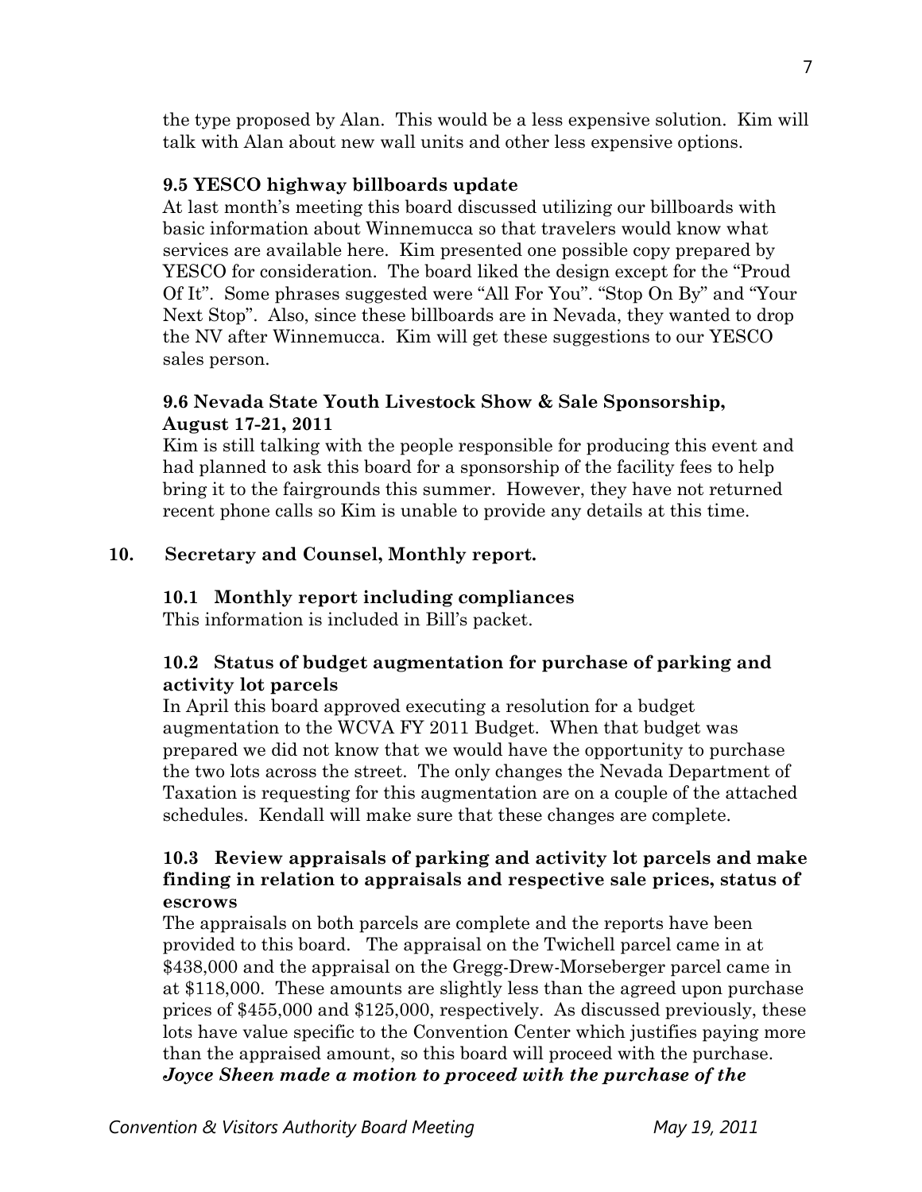the type proposed by Alan. This would be a less expensive solution. Kim will talk with Alan about new wall units and other less expensive options.

### 9.5 YESCO highway billboards update

At last month's meeting this board discussed utilizing our billboards with basic information about Winnemucca so that travelers would know what services are available here. Kim presented one possible copy prepared by YESCO for consideration. The board liked the design except for the "Proud Of It". Some phrases suggested were "All For You". "Stop On By" and "Your Next Stop". Also, since these billboards are in Nevada, they wanted to drop the NV after Winnemucca. Kim will get these suggestions to our YESCO sales person.

### 9.6 Nevada State Youth Livestock Show & Sale Sponsorship, August 17-21, 2011

Kim is still talking with the people responsible for producing this event and had planned to ask this board for a sponsorship of the facility fees to help bring it to the fairgrounds this summer. However, they have not returned recent phone calls so Kim is unable to provide any details at this time.

## 10. Secretary and Counsel, Monthly report.

### 10.1 Monthly report including compliances

This information is included in Bill's packet.

### 10.2 Status of budget augmentation for purchase of parking and activity lot parcels

In April this board approved executing a resolution for a budget augmentation to the WCVA FY 2011 Budget. When that budget was prepared we did not know that we would have the opportunity to purchase the two lots across the street. The only changes the Nevada Department of Taxation is requesting for this augmentation are on a couple of the attached schedules. Kendall will make sure that these changes are complete.

### 10.3 Review appraisals of parking and activity lot parcels and make finding in relation to appraisals and respective sale prices, status of escrows

The appraisals on both parcels are complete and the reports have been provided to this board. The appraisal on the Twichell parcel came in at $438,000 and the appraisal on the Gregg-Drew-Morseberger parcel came in at $118,000. These amounts are slightly less than the agreed upon purchase prices of $455,000 and $125,000, respectively. As discussed previously, these lots have value specific to the Convention Center which justifies paying more than the appraised amount, so this board will proceed with the purchase. ***Joyce Sheen made a motion to proceed with the purchase of the***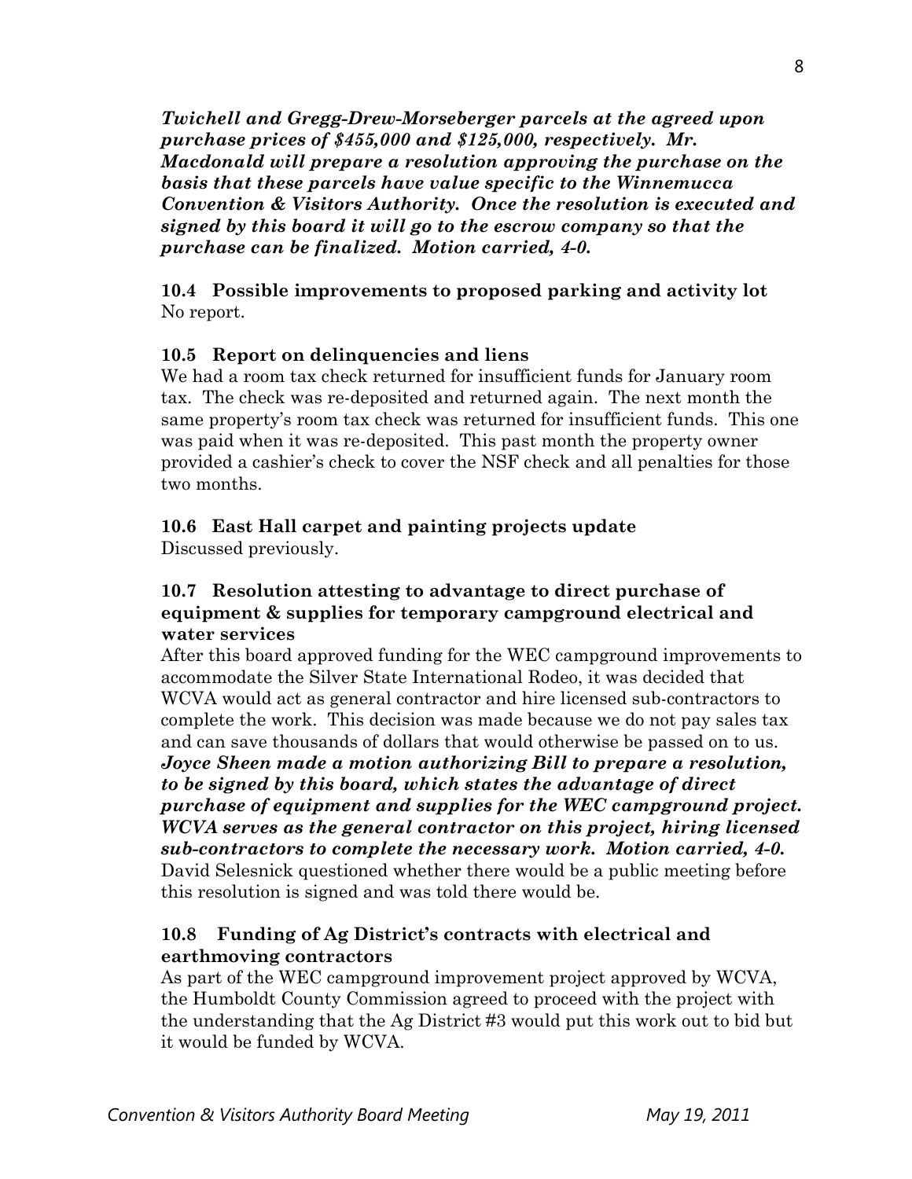*Twichell and Gregg-Drew-Morseberger parcels at the agreed upon purchase prices of $455,000 and $125,000, respectively. Mr. Macdonald will prepare a resolution approving the purchase on the basis that these parcels have value specific to the Winnemucca Convention & Visitors Authority. Once the resolution is executed and signed by this board it will go to the escrow company so that the purchase can be finalized. Motion carried, 4-0.***

**10.4 Possible improvements to proposed parking and activity lot**
No report.

**10.5 Report on delinquencies and liens**
We had a room tax check returned for insufficient funds for January room tax. The check was re-deposited and returned again. The next month the same property's room tax check was returned for insufficient funds. This one was paid when it was re-deposited. This past month the property owner provided a cashier's check to cover the NSF check and all penalties for those two months.

**10.6 East Hall carpet and painting projects update**
Discussed previously.

**10.7 Resolution attesting to advantage to direct purchase of equipment & supplies for temporary campground electrical and water services**
After this board approved funding for the WEC campground improvements to accommodate the Silver State International Rodeo, it was decided that WCVA would act as general contractor and hire licensed sub-contractors to complete the work. This decision was made because we do not pay sales tax and can save thousands of dollars that would otherwise be passed on to us. ***Joyce Sheen made a motion authorizing Bill to prepare a resolution, to be signed by this board, which states the advantage of direct purchase of equipment and supplies for the WEC campground project. WCVA serves as the general contractor on this project, hiring licensed sub-contractors to complete the necessary work. Motion carried, 4-0.*** David Selesnick questioned whether there would be a public meeting before this resolution is signed and was told there would be.

**10.8 Funding of Ag District's contracts with electrical and earthmoving contractors**
As part of the WEC campground improvement project approved by WCVA, the Humboldt County Commission agreed to proceed with the project with the understanding that the Ag District #3 would put this work out to bid but it would be funded by WCVA.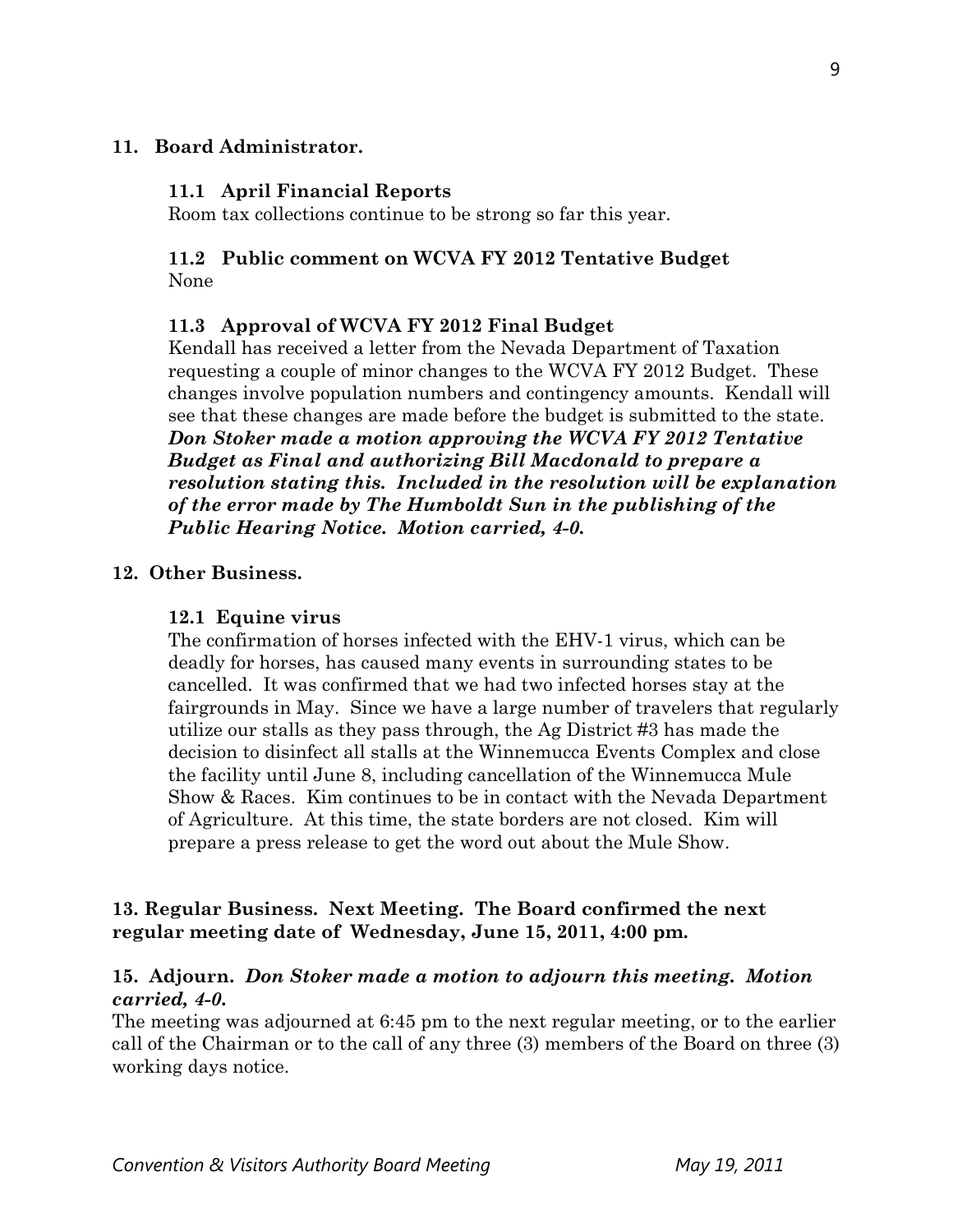**11. Board Administrator.**

**11.1 April Financial Reports**

Room tax collections continue to be strong so far this year.

**11.2 Public comment on WCVA FY 2012 Tentative Budget**

None

**11.3 Approval of WCVA FY 2012 Final Budget**

Kendall has received a letter from the Nevada Department of Taxation requesting a couple of minor changes to the WCVA FY 2012 Budget. These changes involve population numbers and contingency amounts. Kendall will see that these changes are made before the budget is submitted to the state. ***Don Stoker made a motion approving the WCVA FY 2012 Tentative Budget as Final and authorizing Bill Macdonald to prepare a resolution stating this. Included in the resolution will be explanation of the error made by The Humboldt Sun in the publishing of the Public Hearing Notice. Motion carried, 4-0.***

**12. Other Business.**

**12.1 Equine virus**

The confirmation of horses infected with the EHV-1 virus, which can be deadly for horses, has caused many events in surrounding states to be cancelled. It was confirmed that we had two infected horses stay at the fairgrounds in May. Since we have a large number of travelers that regularly utilize our stalls as they pass through, the Ag District #3 has made the decision to disinfect all stalls at the Winnemucca Events Complex and close the facility until June 8, including cancellation of the Winnemucca Mule Show & Races. Kim continues to be in contact with the Nevada Department of Agriculture. At this time, the state borders are not closed. Kim will prepare a press release to get the word out about the Mule Show.

**13. Regular Business. Next Meeting. The Board confirmed the next regular meeting date of Wednesday, June 15, 2011, 4:00 pm.**

**15. Adjourn.** ***Don Stoker made a motion to adjourn this meeting. Motion carried, 4-0.***

The meeting was adjourned at 6:45 pm to the next regular meeting, or to the earlier call of the Chairman or to the call of any three (3) members of the Board on three (3) working days notice.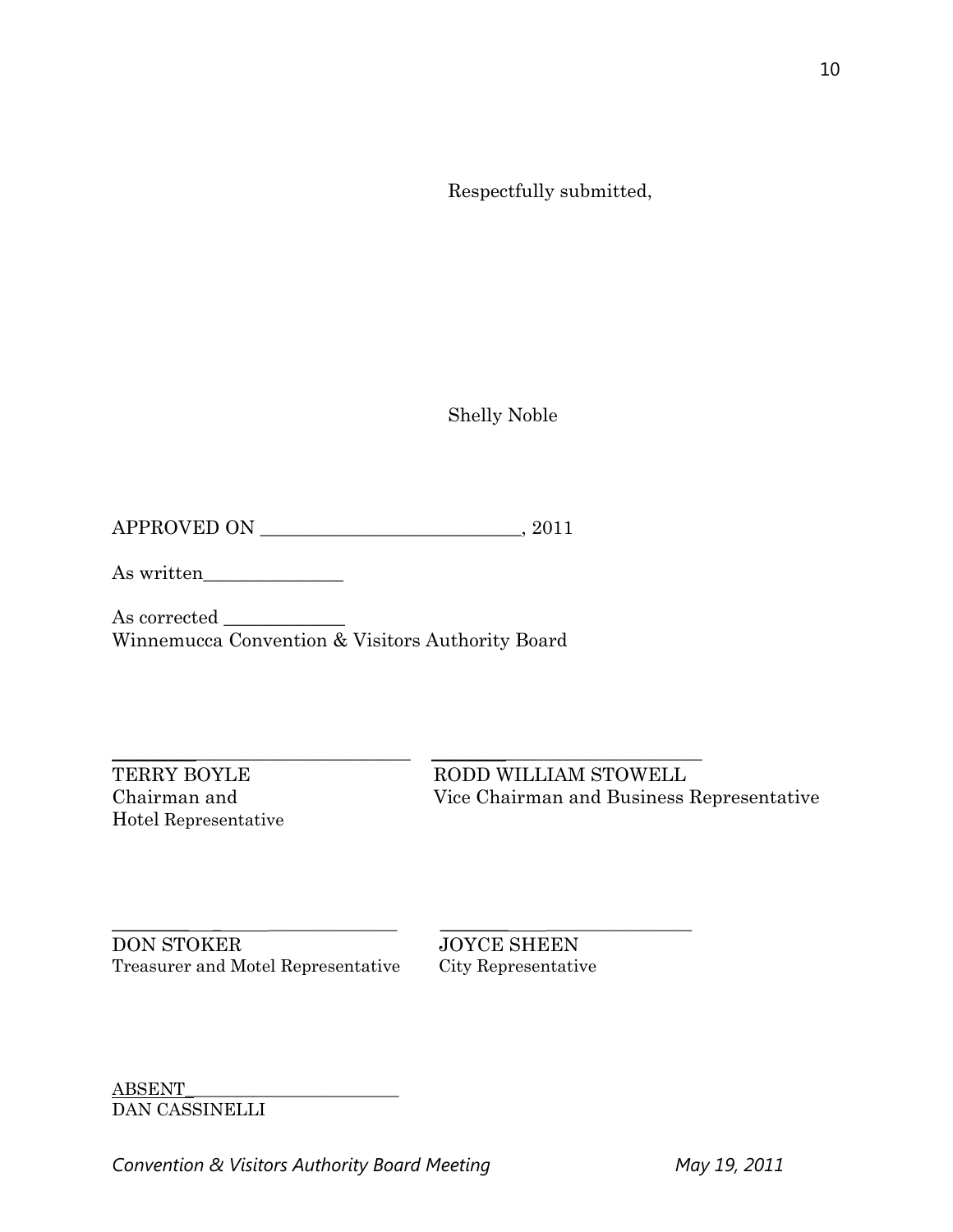Respectfully submitted,

Shelly Noble

APPROVED ON ____________________________, 2011

As written_______________

As corrected _____________
Winnemucca Convention & Visitors Authority Board

_________________________________
TERRY BOYLE
Chairman and
Hotel Representative

_________________________________
RODD WILLIAM STOWELL
Vice Chairman and Business Representative

_________________________________
DON STOKER
Treasurer and Motel Representative

_________________________________
JOYCE SHEEN
City Representative

ABSENT_________________________
DAN CASSINELLI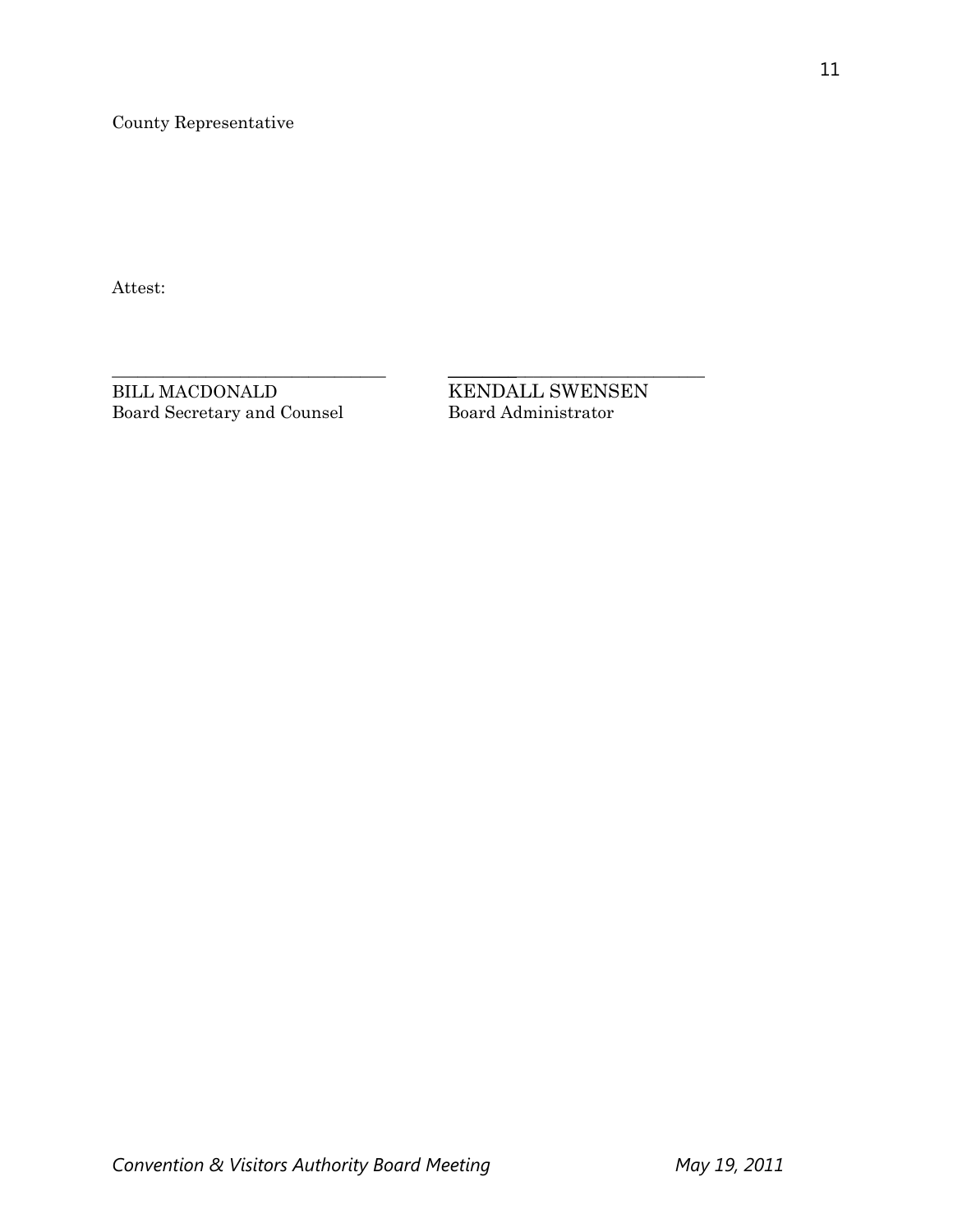County Representative

Attest:

\_\_\_\_\_\_\_\_\_\_\_\_\_\_\_\_\_\_\_\_\_\_\_\_\_\_\_\_\_\_\_\_

BILL MACDONALD
Board Secretary and Counsel

\_\_\_\_\_\_\_\_\_\_\_\_\_\_\_\_\_\_\_\_\_\_\_\_\_\_\_\_\_\_\_\_

KENDALL SWENSEN
Board Administrator